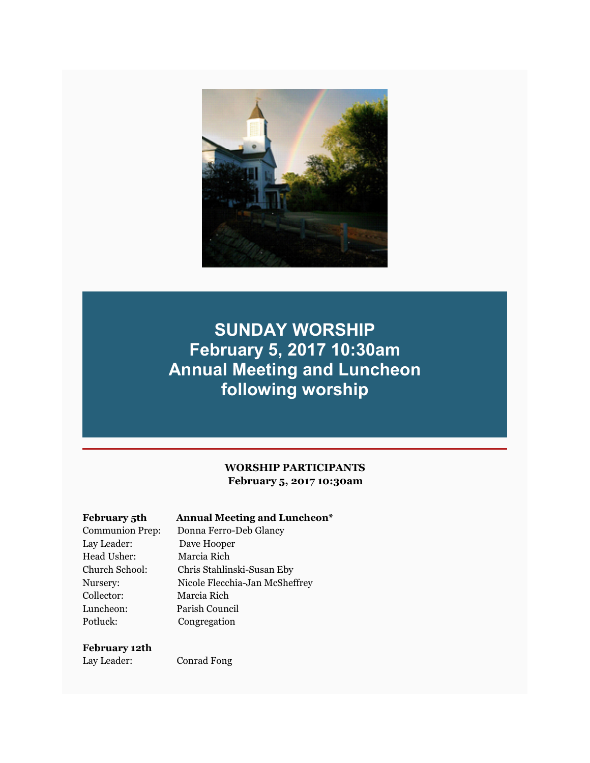# SUNDAY WORSHIP
# February 5, 2017 10:30am
# Annual Meeting and Luncheon following worship

---

**WORSHIP PARTICIPANTS**
**February 5, 2017 10:30am**

**February 5th** **Annual Meeting and Luncheon***

Communion Prep: Donna Ferro-Deb Glancy
Lay Leader: Dave Hooper
Head Usher: Marcia Rich
Church School: Chris Stahlinski-Susan Eby
Nursery: Nicole Flecchia-Jan McSheffrey
Collector: Marcia Rich
Luncheon: Parish Council
Potluck: Congregation

**February 12th**

Lay Leader: Conrad Fong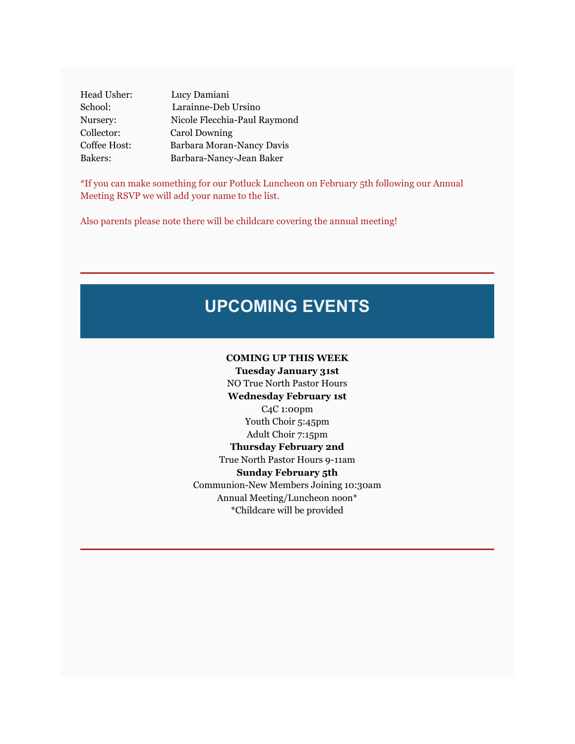| | |
|---|---|
| Head Usher: | Lucy Damiani |
| School: | Larainne-Deb Ursino |
| Nursery: | Nicole Flecchia-Paul Raymond |
| Collector: | Carol Downing |
| Coffee Host: | Barbara Moran-Nancy Davis |
| Bakers: | Barbara-Nancy-Jean Baker |

*If you can make something for our Potluck Luncheon on February 5th following our Annual Meeting RSVP we will add your name to the list.

Also parents please note there will be childcare covering the annual meeting!

---

## UPCOMING EVENTS

**COMING UP THIS WEEK**

**Tuesday January 31st**

NO True North Pastor Hours

**Wednesday February 1st**

C4C 1:00pm

Youth Choir 5:45pm

Adult Choir 7:15pm

**Thursday February 2nd**

True North Pastor Hours 9-11am

**Sunday February 5th**

Communion-New Members Joining 10:30am

Annual Meeting/Luncheon noon*

*Childcare will be provided

---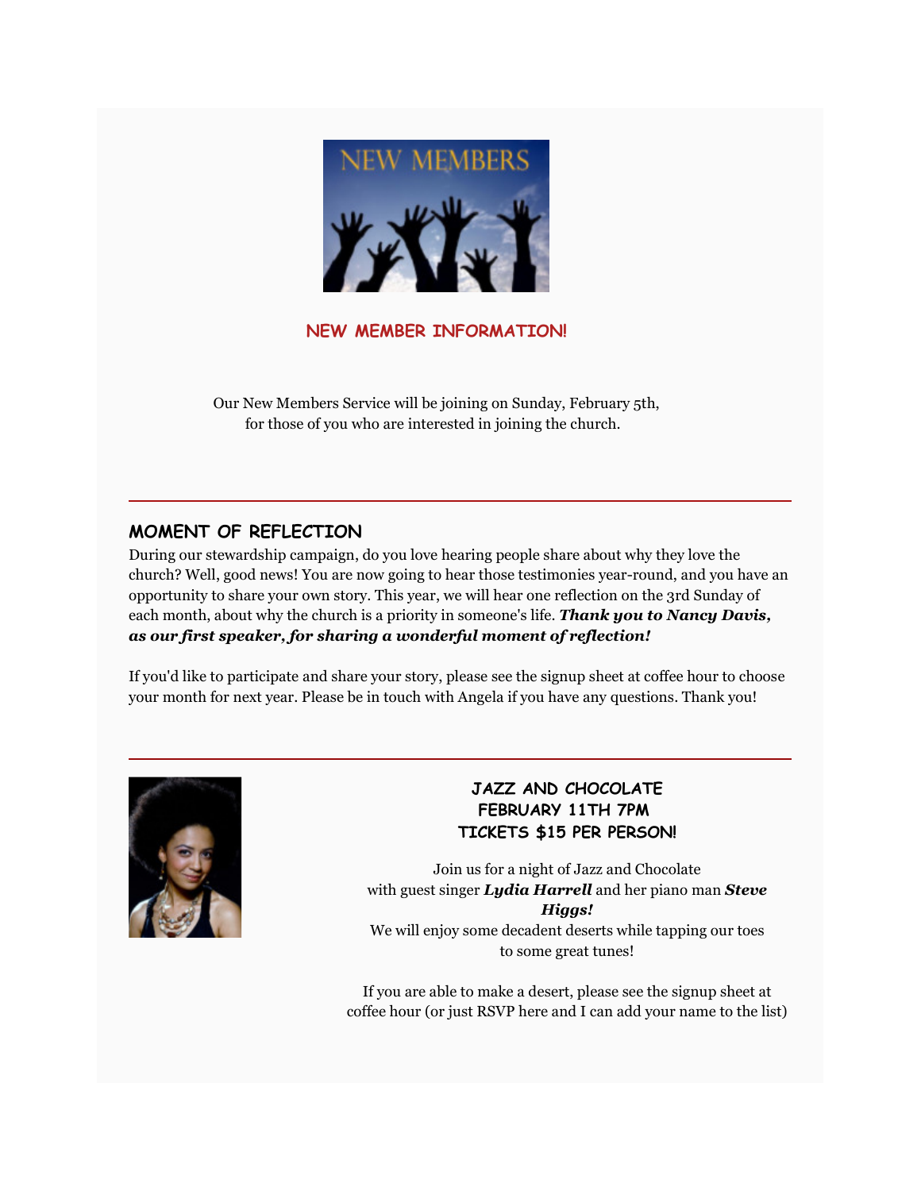## NEW MEMBER INFORMATION!

Our New Members Service will be joining on Sunday, February 5th, for those of you who are interested in joining the church.

---

## MOMENT OF REFLECTION

During our stewardship campaign, do you love hearing people share about why they love the church? Well, good news! You are now going to hear those testimonies year-round, and you have an opportunity to share your own story. This year, we will hear one reflection on the 3rd Sunday of each month, about why the church is a priority in someone's life. ***Thank you to Nancy Davis, as our first speaker, for sharing a wonderful moment of reflection!***

If you'd like to participate and share your story, please see the signup sheet at coffee hour to choose your month for next year. Please be in touch with Angela if you have any questions. Thank you!

---

## JAZZ AND CHOCOLATE
## FEBRUARY 11TH 7PM
## TICKETS $15 PER PERSON!

Join us for a night of Jazz and Chocolate with guest singer ***Lydia Harrell*** and her piano man ***Steve Higgs!***
We will enjoy some decadent deserts while tapping our toes to some great tunes!

If you are able to make a desert, please see the signup sheet at coffee hour (or just RSVP here and I can add your name to the list)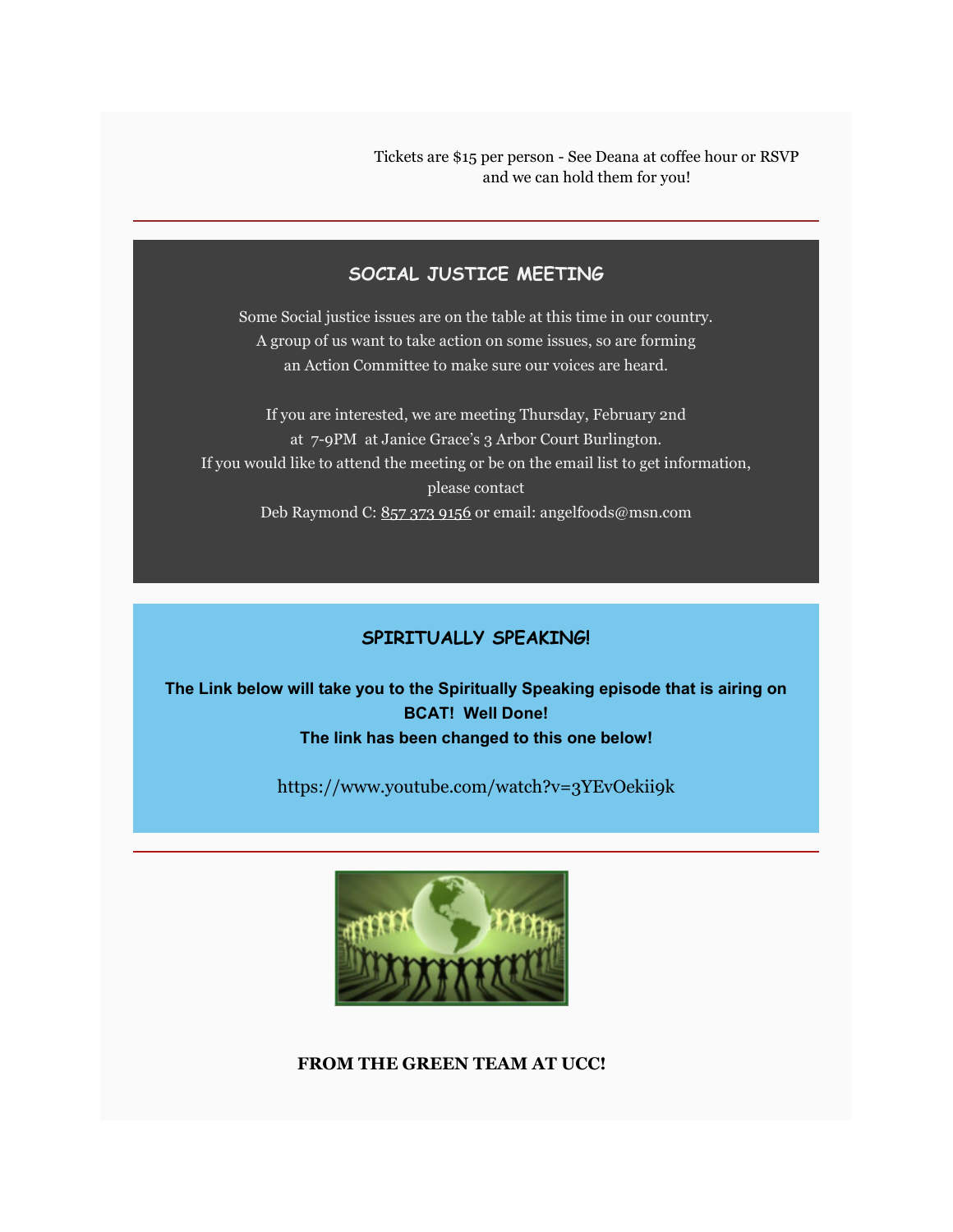Tickets are $15 per person - See Deana at coffee hour or RSVP and we can hold them for you!

---

## SOCIAL JUSTICE MEETING

Some Social justice issues are on the table at this time in our country. A group of us want to take action on some issues, so are forming an Action Committee to make sure our voices are heard.

If you are interested, we are meeting Thursday, February 2nd at 7-9PM at Janice Grace's 3 Arbor Court Burlington.
If you would like to attend the meeting or be on the email list to get information, please contact
Deb Raymond C: 857 373 9156 or email: angelfoods@msn.com

## SPIRITUALLY SPEAKING!

**The Link below will take you to the Spiritually Speaking episode that is airing on BCAT! Well Done!**
**The link has been changed to this one below!**

https://www.youtube.com/watch?v=3YEvOekii9k

---

**FROM THE GREEN TEAM AT UCC!**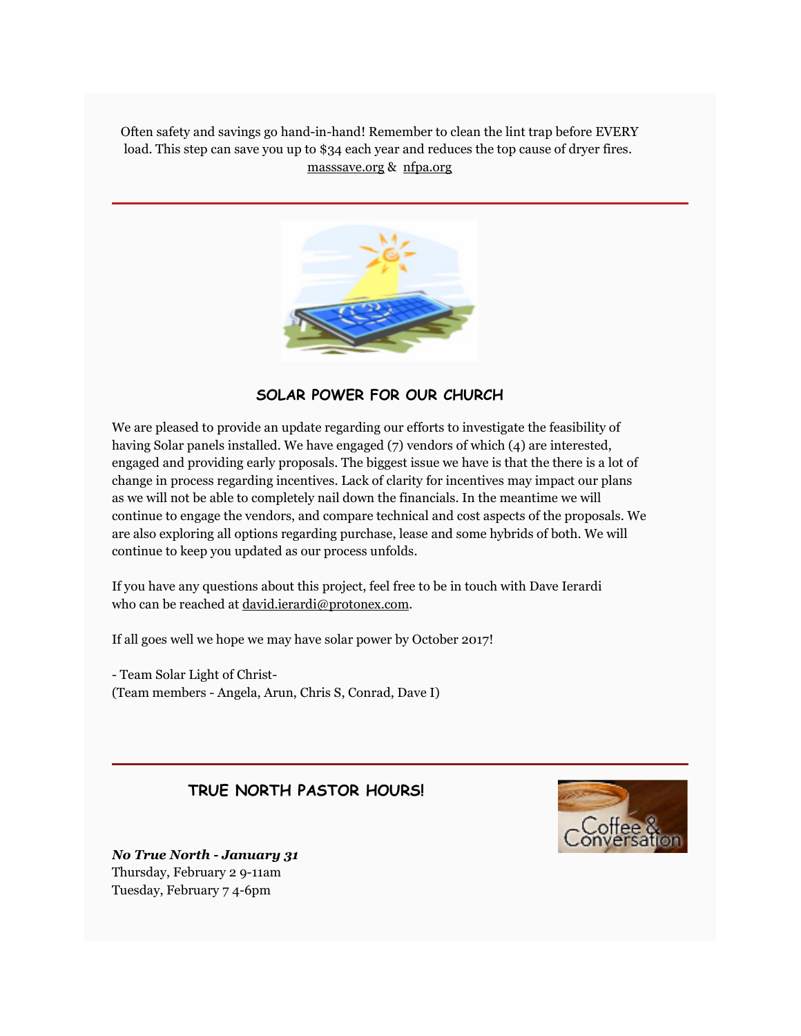Often safety and savings go hand-in-hand! Remember to clean the lint trap before EVERY load. This step can save you up to $34 each year and reduces the top cause of dryer fires. masssave.org & nfpa.org

---

## SOLAR POWER FOR OUR CHURCH

We are pleased to provide an update regarding our efforts to investigate the feasibility of having Solar panels installed. We have engaged (7) vendors of which (4) are interested, engaged and providing early proposals. The biggest issue we have is that the there is a lot of change in process regarding incentives. Lack of clarity for incentives may impact our plans as we will not be able to completely nail down the financials. In the meantime we will continue to engage the vendors, and compare technical and cost aspects of the proposals. We are also exploring all options regarding purchase, lease and some hybrids of both. We will continue to keep you updated as our process unfolds.

If you have any questions about this project, feel free to be in touch with Dave Ierardi who can be reached at david.ierardi@protonex.com.

If all goes well we hope we may have solar power by October 2017!

- Team Solar Light of Christ-
(Team members - Angela, Arun, Chris S, Conrad, Dave I)

---

## TRUE NORTH PASTOR HOURS!

***No True North - January 31***
Thursday, February 2 9-11am
Tuesday, February 7 4-6pm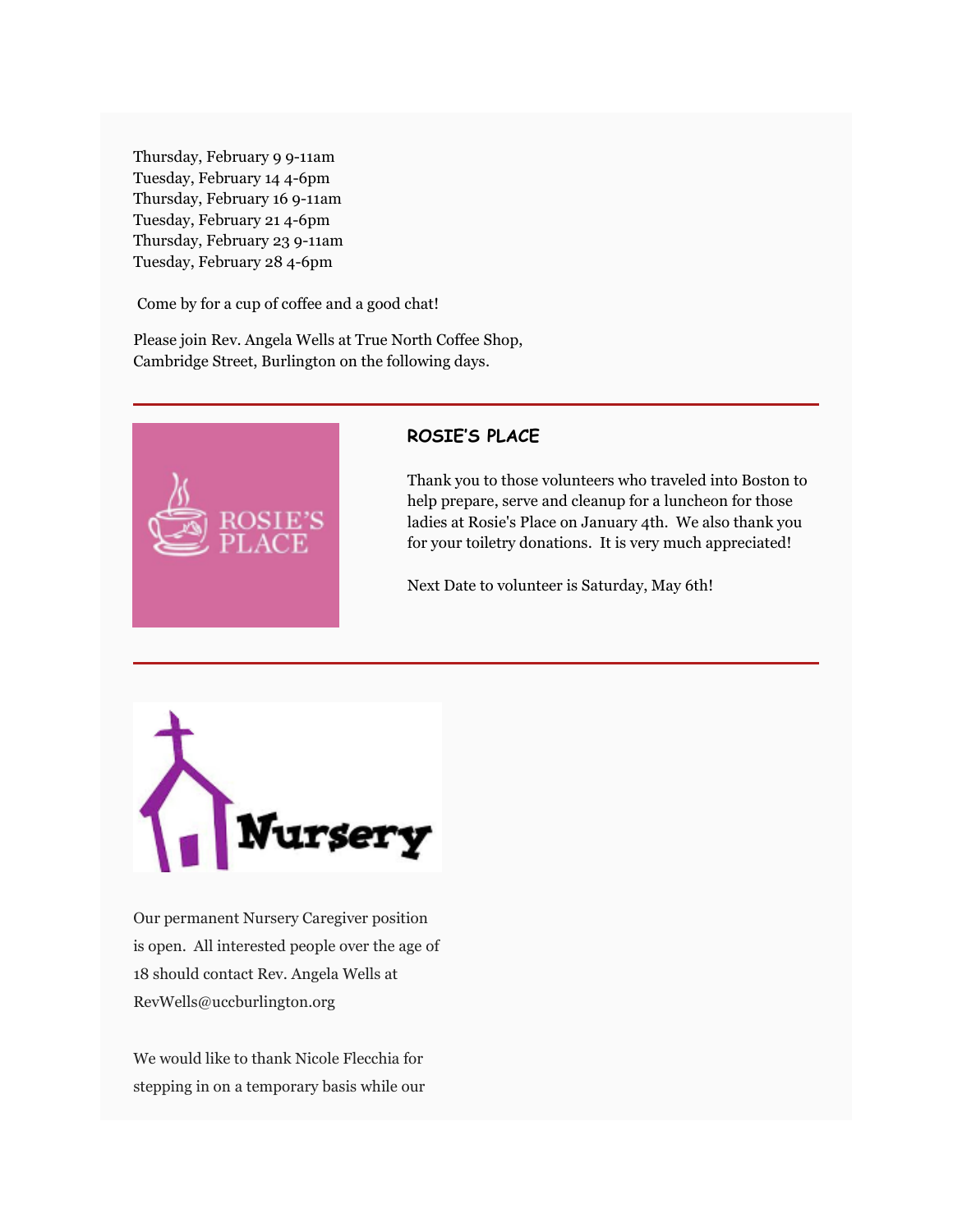Thursday, February 9 9-11am
Tuesday, February 14 4-6pm
Thursday, February 16 9-11am
Tuesday, February 21 4-6pm
Thursday, February 23 9-11am
Tuesday, February 28 4-6pm

Come by for a cup of coffee and a good chat!

Please join Rev. Angela Wells at True North Coffee Shop, Cambridge Street, Burlington on the following days.

---

### ROSIE'S PLACE

Thank you to those volunteers who traveled into Boston to help prepare, serve and cleanup for a luncheon for those ladies at Rosie's Place on January 4th. We also thank you for your toiletry donations. It is very much appreciated!

Next Date to volunteer is Saturday, May 6th!

---

Our permanent Nursery Caregiver position is open. All interested people over the age of 18 should contact Rev. Angela Wells at RevWells@uccburlington.org

We would like to thank Nicole Flecchia for stepping in on a temporary basis while our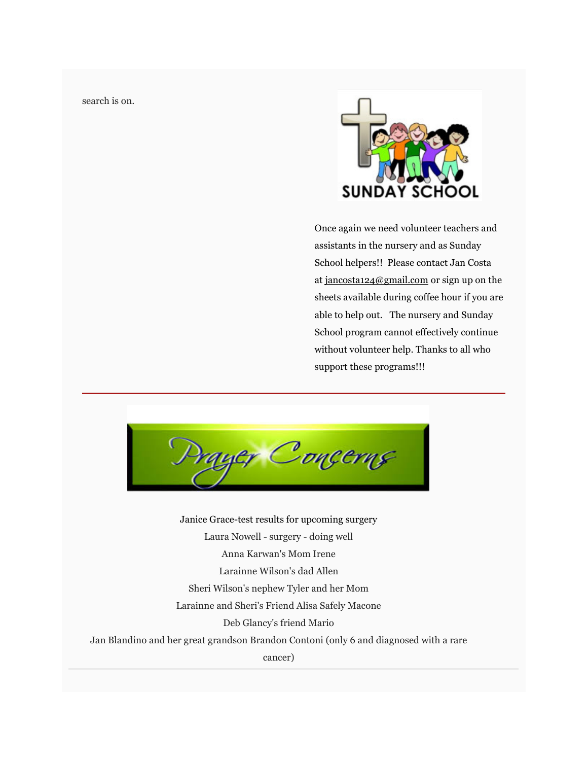search is on.

SUNDAY SCHOOL

Once again we need volunteer teachers and assistants in the nursery and as Sunday School helpers!! Please contact Jan Costa at jancosta124@gmail.com or sign up on the sheets available during coffee hour if you are able to help out. The nursery and Sunday School program cannot effectively continue without volunteer help. Thanks to all who support these programs!!!

---

## Prayer Concerns

Janice Grace-test results for upcoming surgery
Laura Nowell - surgery - doing well
Anna Karwan's Mom Irene
Larainne Wilson's dad Allen
Sheri Wilson's nephew Tyler and her Mom
Larainne and Sheri's Friend Alisa Safely Macone
Deb Glancy's friend Mario
Jan Blandino and her great grandson Brandon Contoni (only 6 and diagnosed with a rare cancer)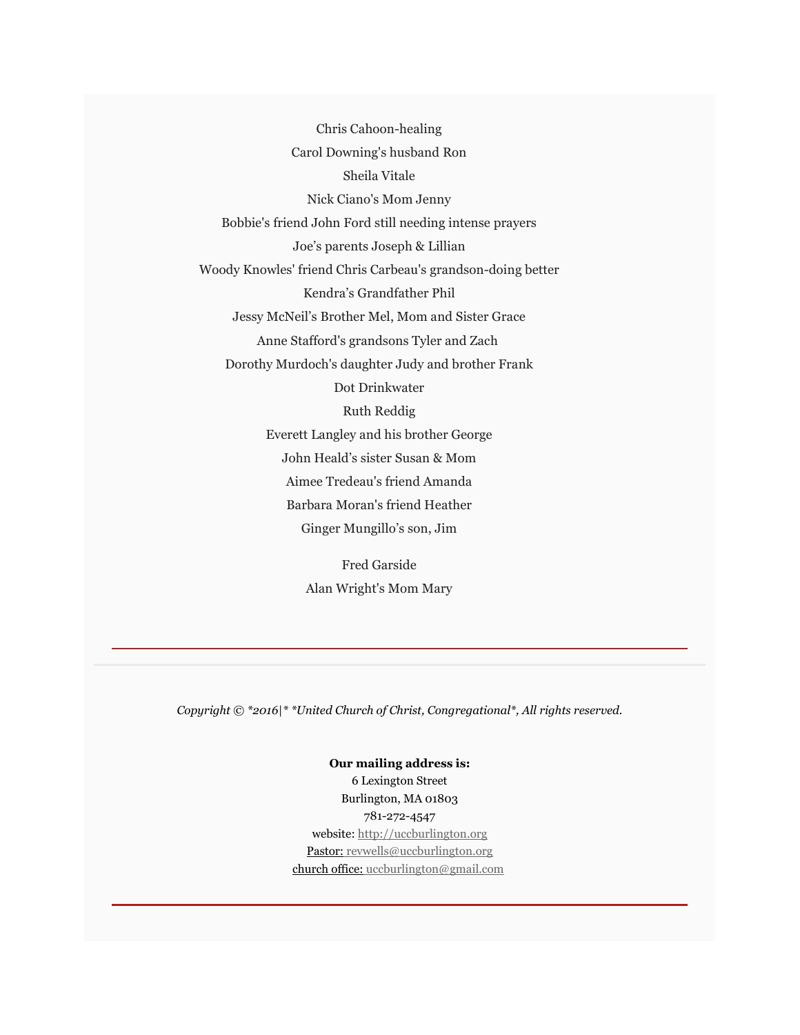Chris Cahoon-healing

Carol Downing's husband Ron

Sheila Vitale

Nick Ciano's Mom Jenny

Bobbie's friend John Ford still needing intense prayers

Joe’s parents Joseph & Lillian

Woody Knowles' friend Chris Carbeau's grandson-doing better

Kendra’s Grandfather Phil

Jessy McNeil’s Brother Mel, Mom and Sister Grace

Anne Stafford's grandsons Tyler and Zach

Dorothy Murdoch's daughter Judy and brother Frank

Dot Drinkwater

Ruth Reddig

Everett Langley and his brother George

John Heald’s sister Susan & Mom

Aimee Tredeau's friend Amanda

Barbara Moran's friend Heather

Ginger Mungillo’s son, Jim

Fred Garside

Alan Wright's Mom Mary

---

*Copyright © *2016|* *United Church of Christ, Congregational*, All rights reserved.*

**Our mailing address is:**
6 Lexington Street
Burlington, MA 01803
781-272-4547
website: http://uccburlington.org
Pastor: revwells@uccburlington.org
church office: uccburlington@gmail.com

---